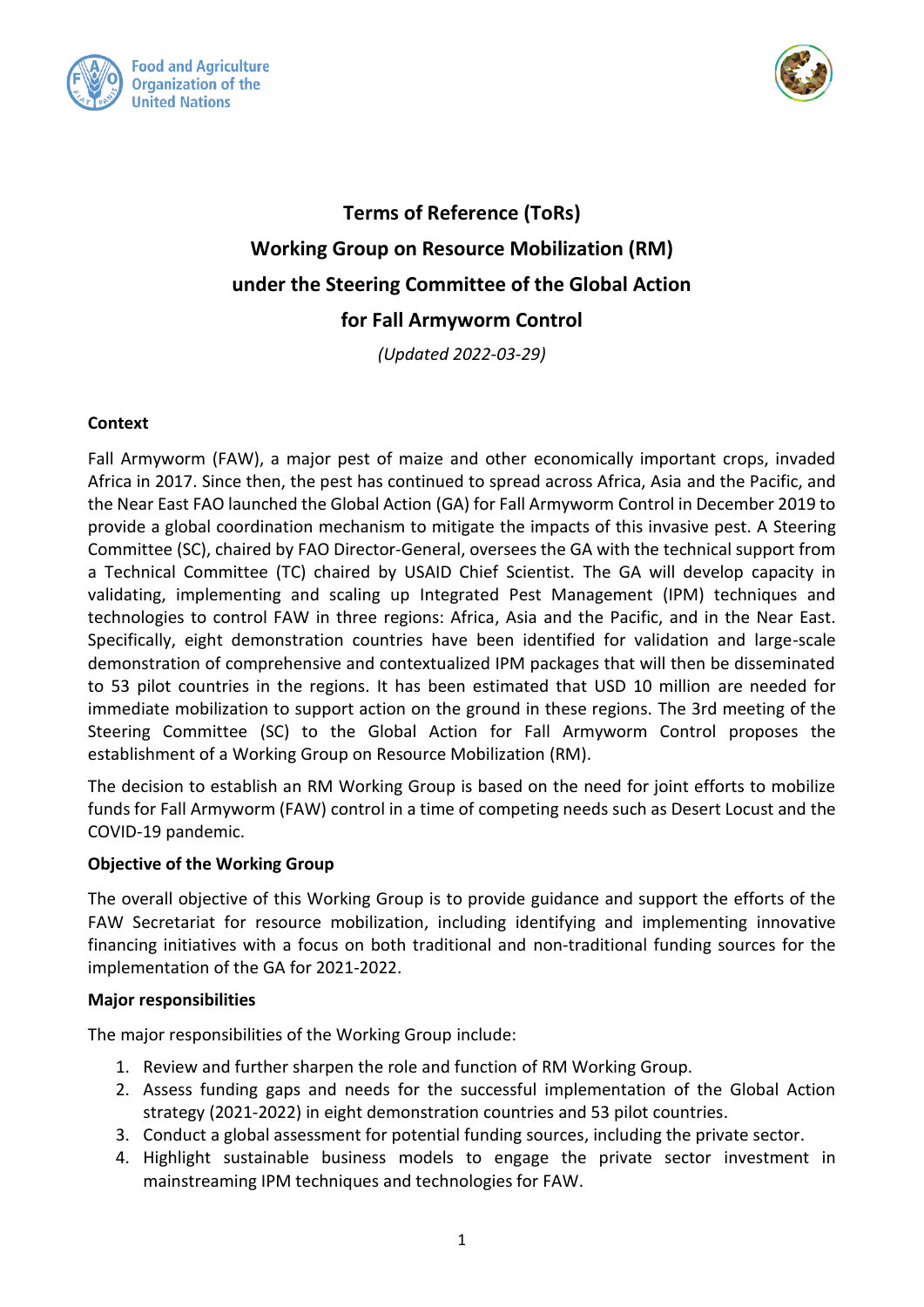# Terms of Reference (ToRs)

# Working Group on Resource Mobilization (RM)

# under the Steering Committee of the Global Action

# for Fall Armyworm Control

*(Updated 2022-03-29)*

**Context**

Fall Armyworm (FAW), a major pest of maize and other economically important crops, invaded Africa in 2017. Since then, the pest has continued to spread across Africa, Asia and the Pacific, and the Near East FAO launched the Global Action (GA) for Fall Armyworm Control in December 2019 to provide a global coordination mechanism to mitigate the impacts of this invasive pest. A Steering Committee (SC), chaired by FAO Director-General, oversees the GA with the technical support from a Technical Committee (TC) chaired by USAID Chief Scientist. The GA will develop capacity in validating, implementing and scaling up Integrated Pest Management (IPM) techniques and technologies to control FAW in three regions: Africa, Asia and the Pacific, and in the Near East. Specifically, eight demonstration countries have been identified for validation and large-scale demonstration of comprehensive and contextualized IPM packages that will then be disseminated to 53 pilot countries in the regions. It has been estimated that USD 10 million are needed for immediate mobilization to support action on the ground in these regions. The 3rd meeting of the Steering Committee (SC) to the Global Action for Fall Armyworm Control proposes the establishment of a Working Group on Resource Mobilization (RM).

The decision to establish an RM Working Group is based on the need for joint efforts to mobilize funds for Fall Armyworm (FAW) control in a time of competing needs such as Desert Locust and the COVID-19 pandemic.

**Objective of the Working Group**

The overall objective of this Working Group is to provide guidance and support the efforts of the FAW Secretariat for resource mobilization, including identifying and implementing innovative financing initiatives with a focus on both traditional and non-traditional funding sources for the implementation of the GA for 2021-2022.

**Major responsibilities**

The major responsibilities of the Working Group include:

1. Review and further sharpen the role and function of RM Working Group.
2. Assess funding gaps and needs for the successful implementation of the Global Action strategy (2021-2022) in eight demonstration countries and 53 pilot countries.
3. Conduct a global assessment for potential funding sources, including the private sector.
4. Highlight sustainable business models to engage the private sector investment in mainstreaming IPM techniques and technologies for FAW.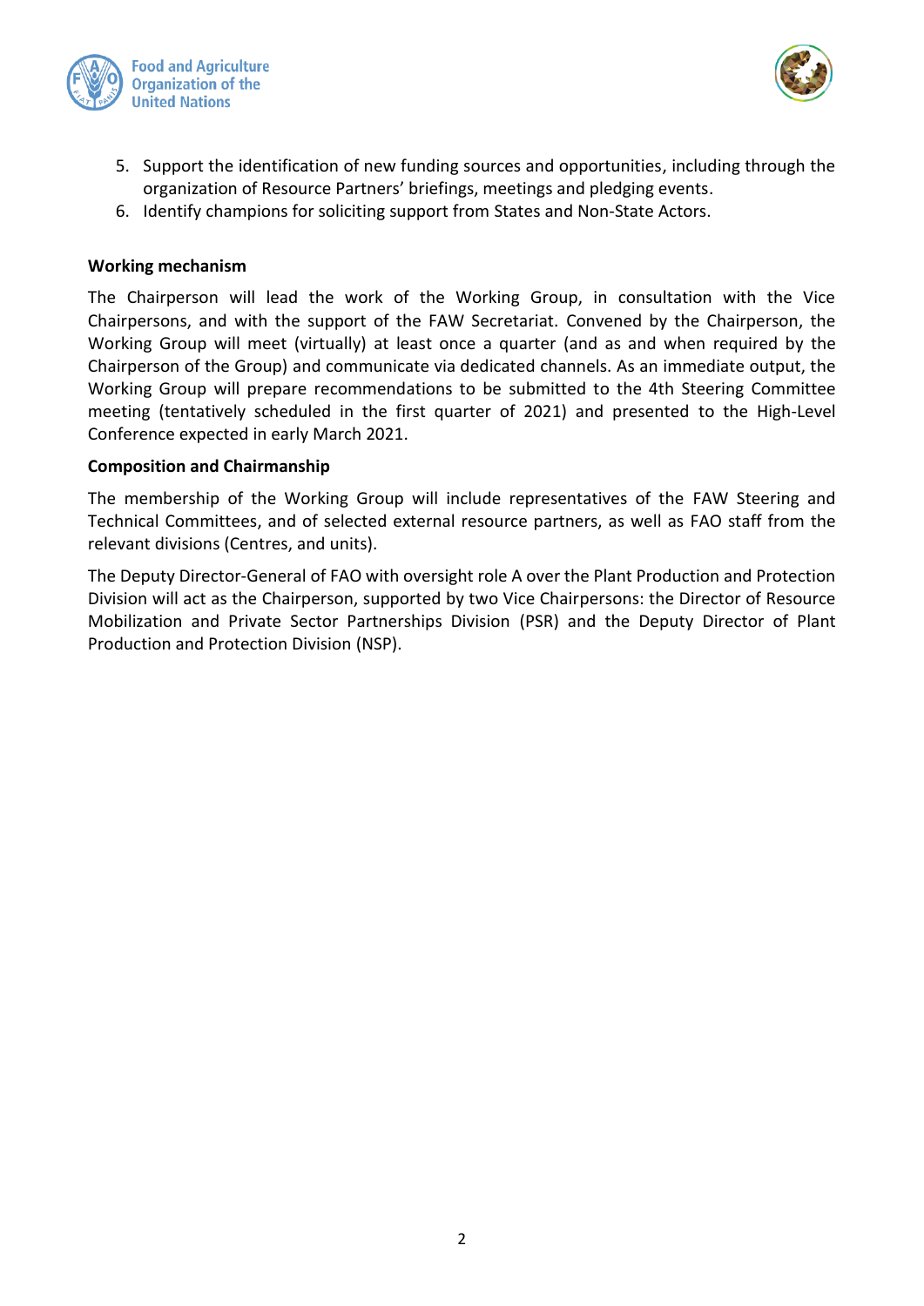5. Support the identification of new funding sources and opportunities, including through the organization of Resource Partners' briefings, meetings and pledging events.
6. Identify champions for soliciting support from States and Non-State Actors.

**Working mechanism**

The Chairperson will lead the work of the Working Group, in consultation with the Vice Chairpersons, and with the support of the FAW Secretariat. Convened by the Chairperson, the Working Group will meet (virtually) at least once a quarter (and as and when required by the Chairperson of the Group) and communicate via dedicated channels. As an immediate output, the Working Group will prepare recommendations to be submitted to the 4th Steering Committee meeting (tentatively scheduled in the first quarter of 2021) and presented to the High-Level Conference expected in early March 2021.

**Composition and Chairmanship**

The membership of the Working Group will include representatives of the FAW Steering and Technical Committees, and of selected external resource partners, as well as FAO staff from the relevant divisions (Centres, and units).

The Deputy Director-General of FAO with oversight role A over the Plant Production and Protection Division will act as the Chairperson, supported by two Vice Chairpersons: the Director of Resource Mobilization and Private Sector Partnerships Division (PSR) and the Deputy Director of Plant Production and Protection Division (NSP).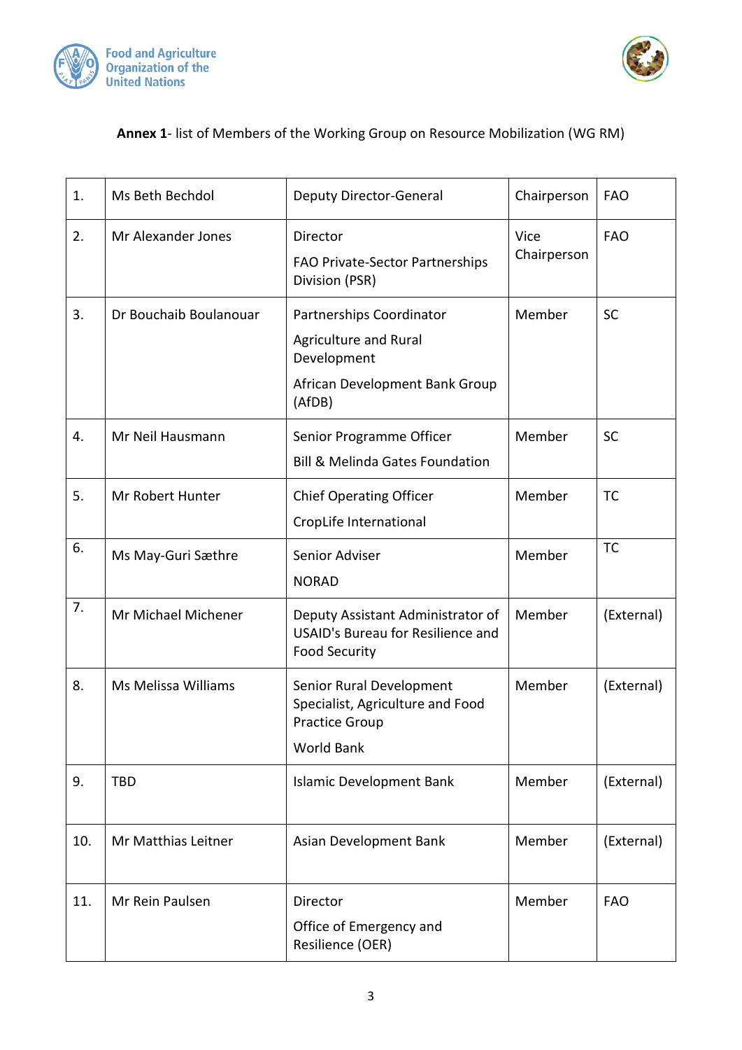**Annex 1**- list of Members of the Working Group on Resource Mobilization (WG RM)

| | | | | |
|---|---|---|---|---|
| 1. | Ms Beth Bechdol | Deputy Director-General | Chairperson | FAO |
| 2. | Mr Alexander Jones | Director<br>FAO Private-Sector Partnerships Division (PSR) | Vice Chairperson | FAO |
| 3. | Dr Bouchaib Boulanouar | Partnerships Coordinator<br>Agriculture and Rural Development<br>African Development Bank Group (AfDB) | Member | SC |
| 4. | Mr Neil Hausmann | Senior Programme Officer<br>Bill & Melinda Gates Foundation | Member | SC |
| 5. | Mr Robert Hunter | Chief Operating Officer<br>CropLife International | Member | TC |
| 6. | Ms May-Guri Sæthre | Senior Adviser<br>NORAD | Member | TC |
| 7. | Mr Michael Michener | Deputy Assistant Administrator of USAID's Bureau for Resilience and Food Security | Member | (External) |
| 8. | Ms Melissa Williams | Senior Rural Development Specialist, Agriculture and Food Practice Group<br>World Bank | Member | (External) |
| 9. | TBD | Islamic Development Bank | Member | (External) |
| 10. | Mr Matthias Leitner | Asian Development Bank | Member | (External) |
| 11. | Mr Rein Paulsen | Director<br>Office of Emergency and Resilience (OER) | Member | FAO |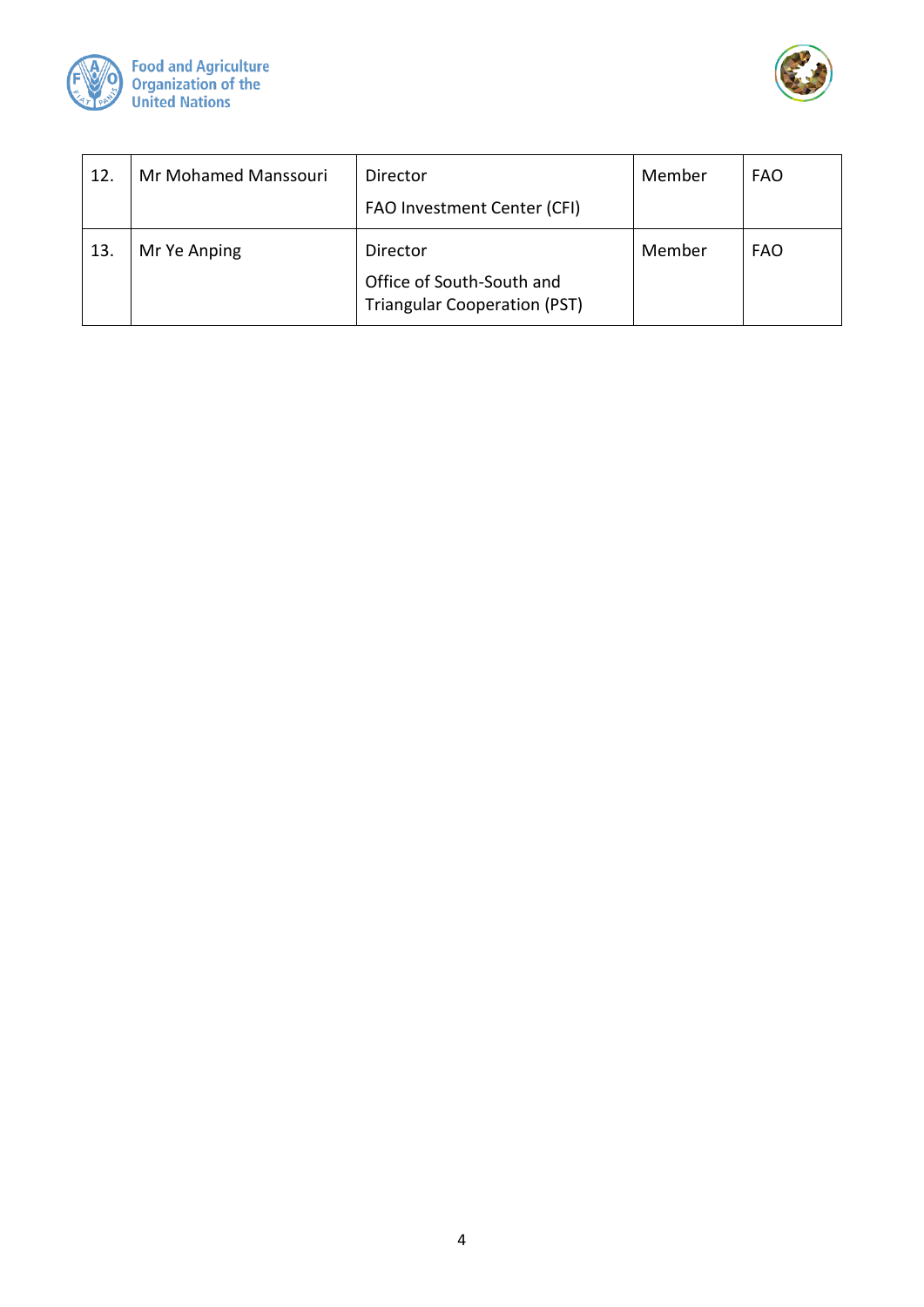| | | | | |
|---|---|---|---|---|
| 12. | Mr Mohamed Manssouri | Director<br><br>FAO Investment Center (CFI) | Member | FAO |
| 13. | Mr Ye Anping | Director<br><br>Office of South-South and Triangular Cooperation (PST) | Member | FAO |